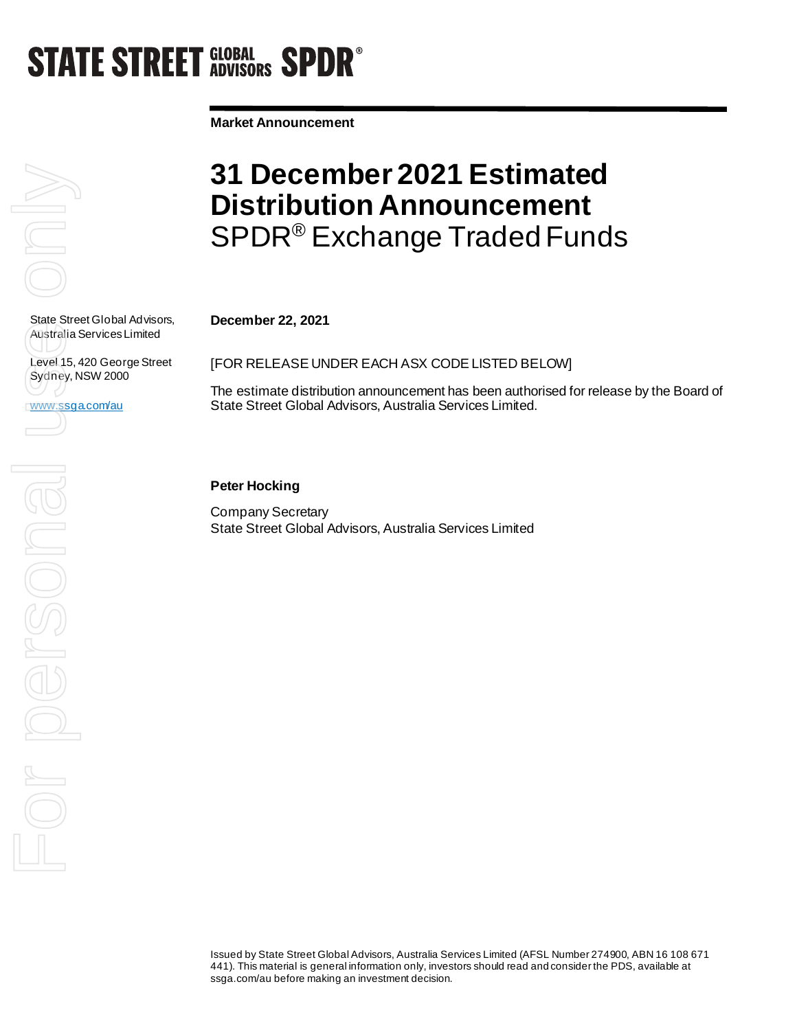STATE STREET GLOBAL ADVISORS SPDR®

**Market Announcement**

# 31 December 2021 Estimated Distribution Announcement

SPDR® Exchange Traded Funds

State Street Global Advisors, Australia Services Limited

Level 15, 420 George Street
Sydney, NSW 2000

www.ssga.com/au

**December 22, 2021**

[FOR RELEASE UNDER EACH ASX CODE LISTED BELOW]

The estimate distribution announcement has been authorised for release by the Board of State Street Global Advisors, Australia Services Limited.

**Peter Hocking**

Company Secretary
State Street Global Advisors, Australia Services Limited

Issued by State Street Global Advisors, Australia Services Limited (AFSL Number 274900, ABN 16 108 671 441). This material is general information only, investors should read and consider the PDS, available at ssga.com/au before making an investment decision.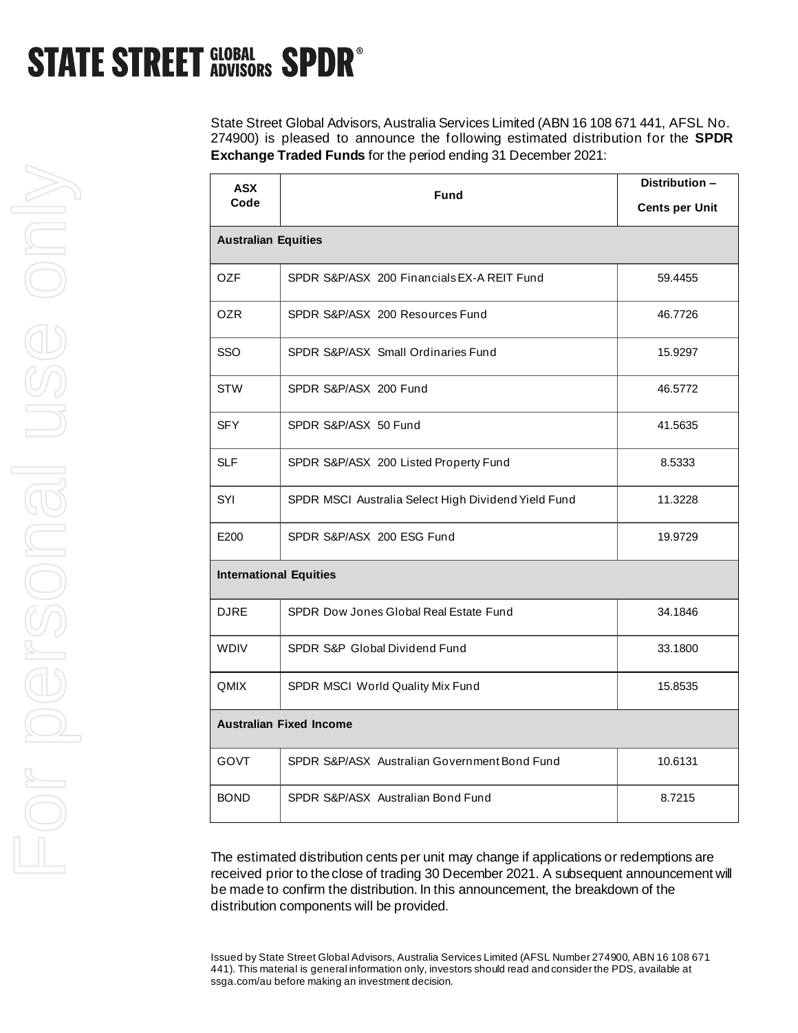**STATE STREET GLOBAL ADVISORS SPDR®**

State Street Global Advisors, Australia Services Limited (ABN 16 108 671 441, AFSL No. 274900) is pleased to announce the following estimated distribution for the **SPDR Exchange Traded Funds** for the period ending 31 December 2021:

| ASX Code | Fund | Distribution – Cents per Unit |
|---|---|---|
| **Australian Equities** | | |
| OZF | SPDR S&P/ASX 200 Financials EX-A REIT Fund | 59.4455 |
| OZR | SPDR S&P/ASX 200 Resources Fund | 46.7726 |
| SSO | SPDR S&P/ASX Small Ordinaries Fund | 15.9297 |
| STW | SPDR S&P/ASX 200 Fund | 46.5772 |
| SFY | SPDR S&P/ASX 50 Fund | 41.5635 |
| SLF | SPDR S&P/ASX 200 Listed Property Fund | 8.5333 |
| SYI | SPDR MSCI Australia Select High Dividend Yield Fund | 11.3228 |
| E200 | SPDR S&P/ASX 200 ESG Fund | 19.9729 |
| **International Equities** | | |
| DJRE | SPDR Dow Jones Global Real Estate Fund | 34.1846 |
| WDIV | SPDR S&P Global Dividend Fund | 33.1800 |
| QMIX | SPDR MSCI World Quality Mix Fund | 15.8535 |
| **Australian Fixed Income** | | |
| GOVT | SPDR S&P/ASX Australian Government Bond Fund | 10.6131 |
| BOND | SPDR S&P/ASX Australian Bond Fund | 8.7215 |

The estimated distribution cents per unit may change if applications or redemptions are received prior to the close of trading 30 December 2021. A subsequent announcement will be made to confirm the distribution. In this announcement, the breakdown of the distribution components will be provided.

Issued by State Street Global Advisors, Australia Services Limited (AFSL Number 274900, ABN 16 108 671 441). This material is general information only, investors should read and consider the PDS, available at ssga.com/au before making an investment decision.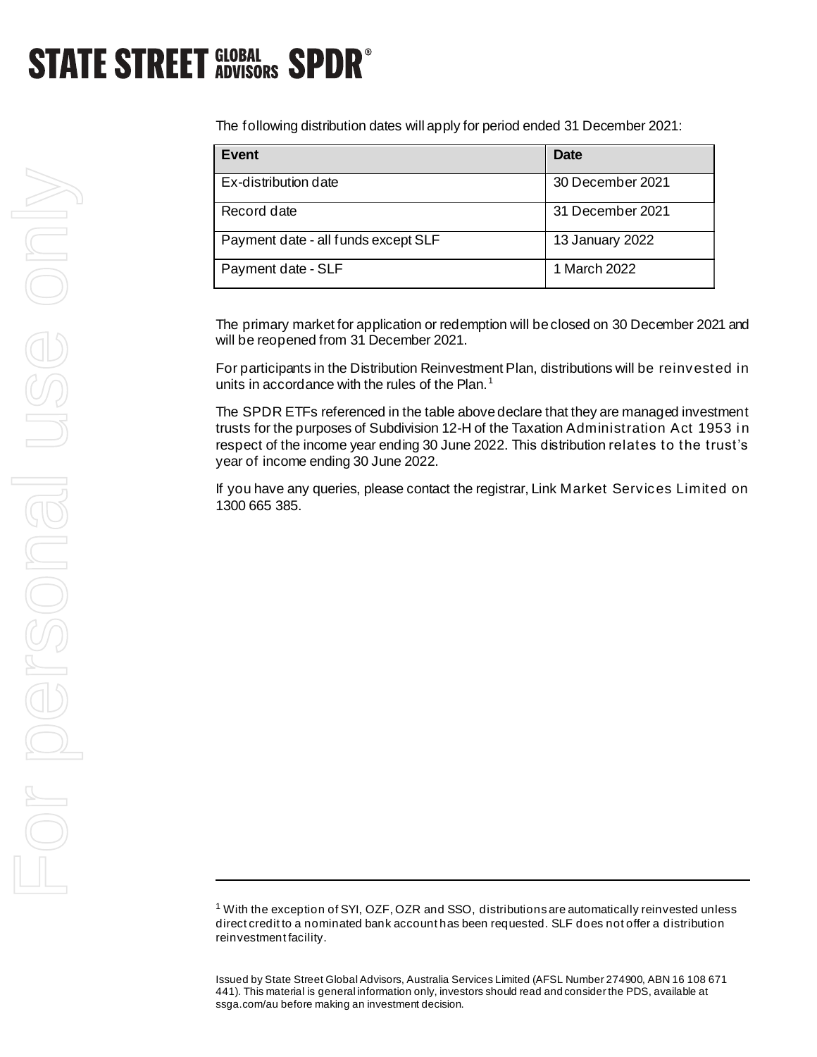The following distribution dates will apply for period ended 31 December 2021:

| Event | Date |
|---|---|
| Ex-distribution date | 30 December 2021 |
| Record date | 31 December 2021 |
| Payment date - all funds except SLF | 13 January 2022 |
| Payment date - SLF | 1 March 2022 |

The primary market for application or redemption will be closed on 30 December 2021 and will be reopened from 31 December 2021.

For participants in the Distribution Reinvestment Plan, distributions will be reinvested in units in accordance with the rules of the Plan.[1]

The SPDR ETFs referenced in the table above declare that they are managed investment trusts for the purposes of Subdivision 12-H of the Taxation Administration Act 1953 in respect of the income year ending 30 June 2022. This distribution relates to the trust's year of income ending 30 June 2022.

If you have any queries, please contact the registrar, Link Market Services Limited on 1300 665 385.

---

[1] With the exception of SYI, OZF, OZR and SSO, distributions are automatically reinvested unless direct credit to a nominated bank account has been requested. SLF does not offer a distribution reinvestment facility.

Issued by State Street Global Advisors, Australia Services Limited (AFSL Number 274900, ABN 16 108 671 441). This material is general information only, investors should read and consider the PDS, available at ssga.com/au before making an investment decision.